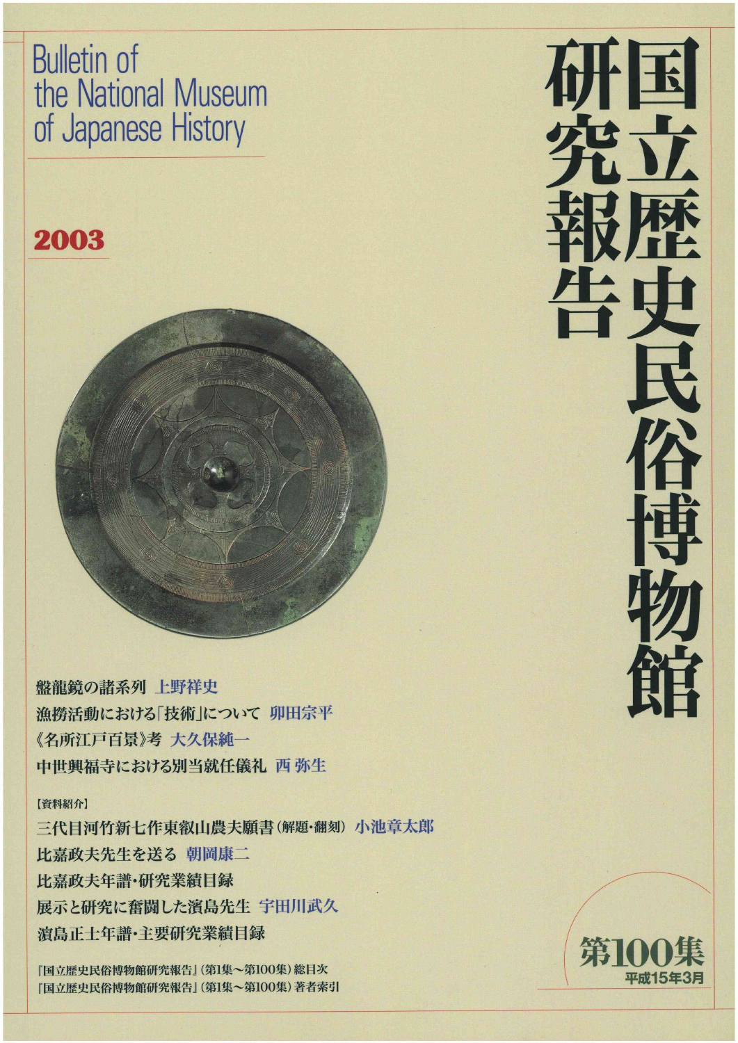# 国立歴史民俗博物館研究報告

Bulletin of the National Museum of Japanese History

2003

盤龍鏡の諸系列 上野祥史

漁撈活動における「技術」について 卯田宗平

《名所江戸百景》考 大久保純一

中世興福寺における別当就任儀礼 西弥生

【資料紹介】

三代目河竹新七作東叡山農夫願書（解題・翻刻） 小池章太郎

比嘉政夫先生を送る 朝岡康二

比嘉政夫年譜・研究業績目録

展示と研究に奮闘した濱島先生 宇田川武久

濱島正士年譜・主要研究業績目録

『国立歴史民俗博物館研究報告』（第1集～第100集）総目次

『国立歴史民俗博物館研究報告』（第1集～第100集）著者索引

第100集

平成15年3月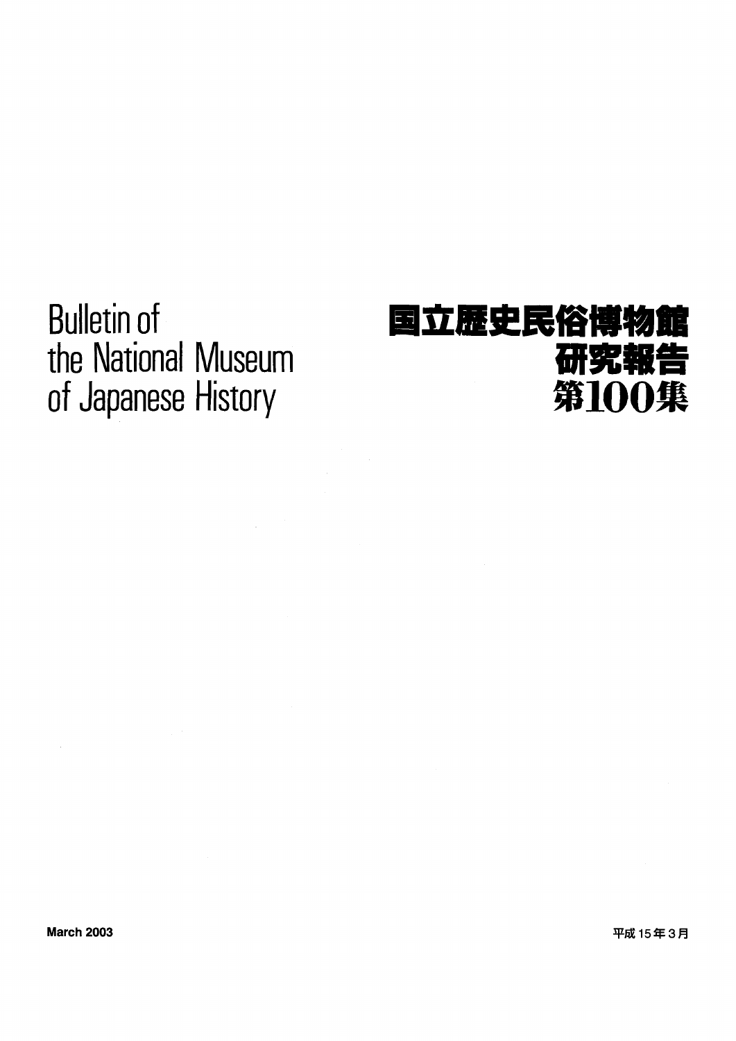# Bulletin of the National Museum of Japanese History

# 国立歴史民俗博物館研究報告
# 第100集

March 2003

平成15年3月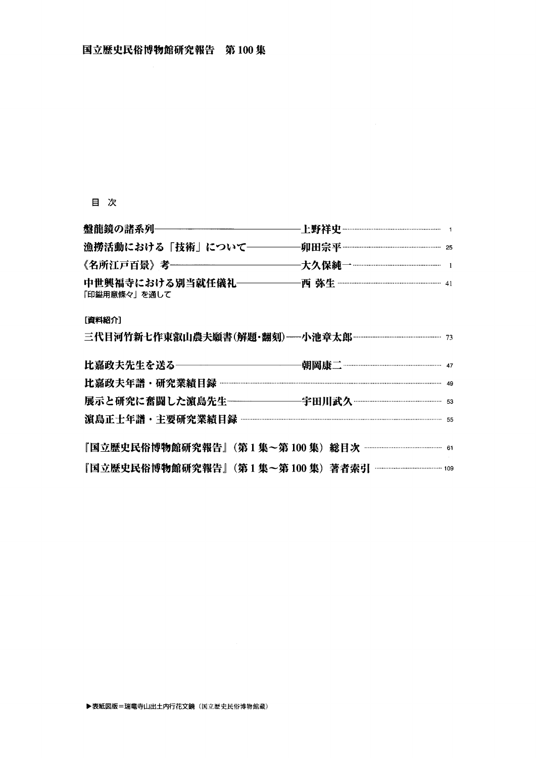# 国立歴史民俗博物館研究報告　第100集

## 目 次

盤龍鏡の諸系列――――――――――上野祥史 …… 1

漁撈活動における「技術」について――――卯田宗平 …… 25

《名所江戸百景》考――――――――――大久保純一 …… 1

中世興福寺における別当就任儀礼――――西 弥生 …… 41
「印鎰用意條々」を通して

[資料紹介]

三代目河竹新七作東叡山農夫願書(解題・翻刻)――小池章太郎 …… 73

比嘉政夫先生を送る――――――――朝岡康二 …… 47

比嘉政夫年譜・研究業績目録 …… 49

展示と研究に奮闘した濵島先生――――宇田川武久 …… 53

濵島正士年譜・主要研究業績目録 …… 55

『国立歴史民俗博物館研究報告』(第1集～第100集) 総目次 …… 61

『国立歴史民俗博物館研究報告』(第1集～第100集) 著者索引 …… 109

▶表紙図版＝瑞竜寺山出土内行花文鏡(国立歴史民俗博物館蔵)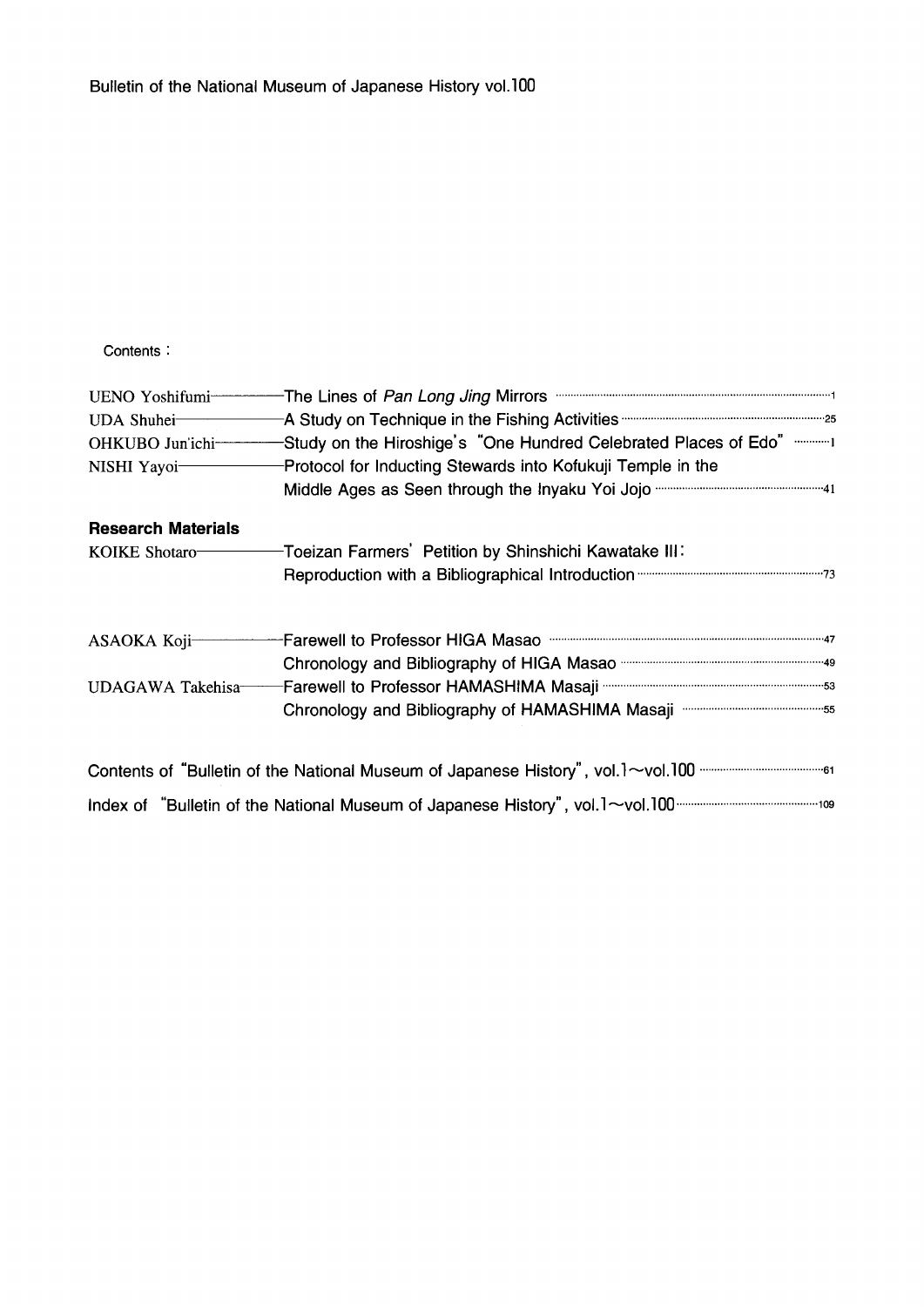# Bulletin of the National Museum of Japanese History vol.100

Contents :

| | | |
|---|---|---|
| UENO Yoshifumi | The Lines of *Pan Long Jing* Mirrors | 1 |
| UDA Shuhei | A Study on Technique in the Fishing Activities | 25 |
| OHKUBO Jun'ichi | Study on the Hiroshige's "One Hundred Celebrated Places of Edo" | 1 |
| NISHI Yayoi | Protocol for Inducting Stewards into Kofukuji Temple in the Middle Ages as Seen through the Inyaku Yoi Jojo | 41 |

**Research Materials**

| | | |
|---|---|---|
| KOIKE Shotaro | Toeizan Farmers' Petition by Shinshichi Kawatake III: Reproduction with a Bibliographical Introduction | 73 |

| | | |
|---|---|---|
| ASAOKA Koji | Farewell to Professor HIGA Masao | 47 |
| | Chronology and Bibliography of HIGA Masao | 49 |
| UDAGAWA Takehisa | Farewell to Professor HAMASHIMA Masaji | 53 |
| | Chronology and Bibliography of HAMASHIMA Masaji | 55 |

| | |
|---|---|
| Contents of "Bulletin of the National Museum of Japanese History", vol.1～vol.100 | 61 |
| Index of "Bulletin of the National Museum of Japanese History", vol.1～vol.100 | 109 |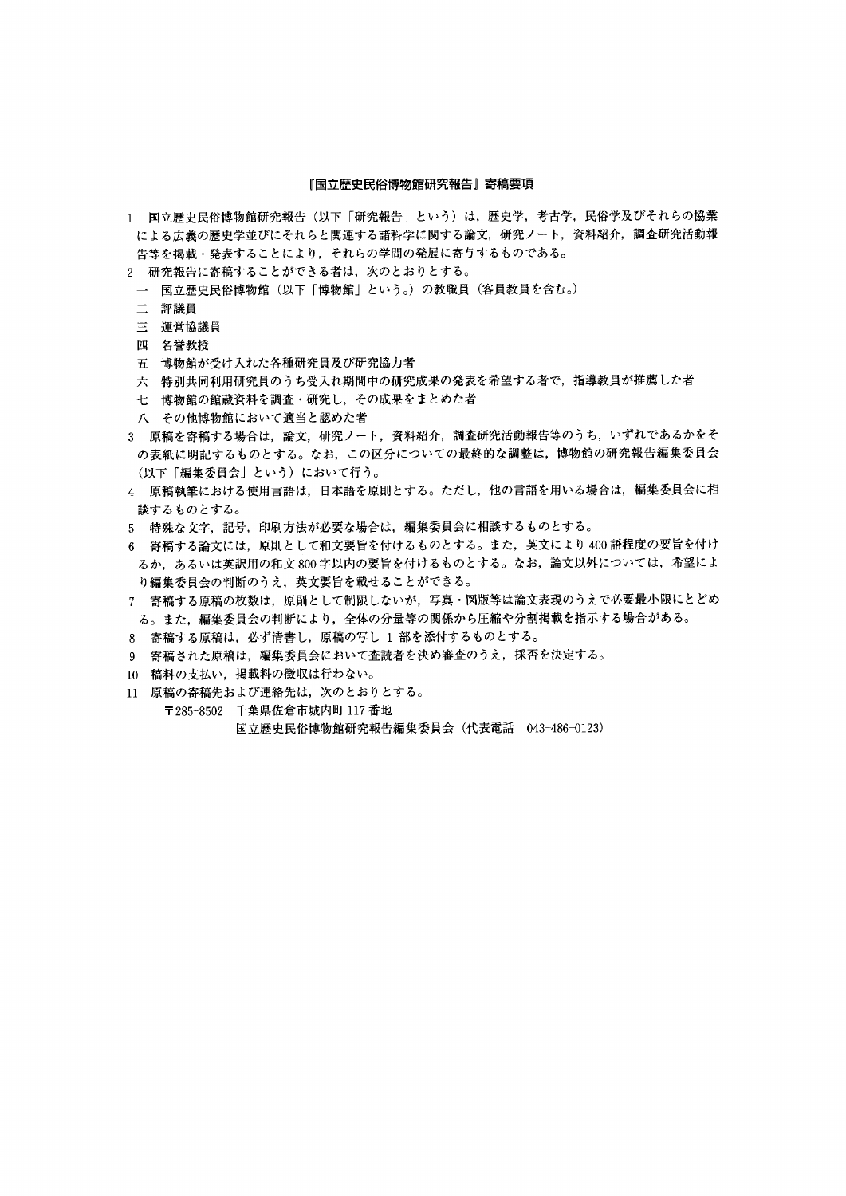## 『国立歴史民俗博物館研究報告』寄稿要項

1　国立歴史民俗博物館研究報告（以下「研究報告」という）は，歴史学，考古学，民俗学及びそれらの協業による広義の歴史学並びにそれらと関連する諸科学に関する論文，研究ノート，資料紹介，調査研究活動報告等を掲載・発表することにより，それらの学問の発展に寄与するものである。

2　研究報告に寄稿することができる者は，次のとおりとする。
　一　国立歴史民俗博物館（以下「博物館」という。）の教職員（客員教員を含む。）
　二　評議員
　三　運営協議員
　四　名誉教授
　五　博物館が受け入れた各種研究員及び研究協力者
　六　特別共同利用研究員のうち受入れ期間中の研究成果の発表を希望する者で，指導教員が推薦した者
　七　博物館の館蔵資料を調査・研究し，その成果をまとめた者
　八　その他博物館において適当と認めた者

3　原稿を寄稿する場合は，論文，研究ノート，資料紹介，調査研究活動報告等のうち，いずれであるかをその表紙に明記するものとする。なお，この区分についての最終的な調整は，博物館の研究報告編集委員会（以下「編集委員会」という）において行う。

4　原稿執筆における使用言語は，日本語を原則とする。ただし，他の言語を用いる場合は，編集委員会に相談するものとする。

5　特殊な文字，記号，印刷方法が必要な場合は，編集委員会に相談するものとする。

6　寄稿する論文には，原則として和文要旨を付けるものとする。また，英文により 400 語程度の要旨を付けるか，あるいは英訳用の和文 800 字以内の要旨を付けるものとする。なお，論文以外については，希望により編集委員会の判断のうえ，英文要旨を載せることができる。

7　寄稿する原稿の枚数は，原則として制限しないが，写真・図版等は論文表現のうえで必要最小限にとどめる。また，編集委員会の判断により，全体の分量等の関係から圧縮や分割掲載を指示する場合がある。

8　寄稿する原稿は，必ず清書し，原稿の写し 1 部を添付するものとする。

9　寄稿された原稿は，編集委員会において査読者を決め審査のうえ，採否を決定する。

10　稿料の支払い，掲載料の徴収は行わない。

11　原稿の寄稿先および連絡先は，次のとおりとする。
　　〒285-8502　千葉県佐倉市城内町 117 番地
　　国立歴史民俗博物館研究報告編集委員会（代表電話　043-486-0123）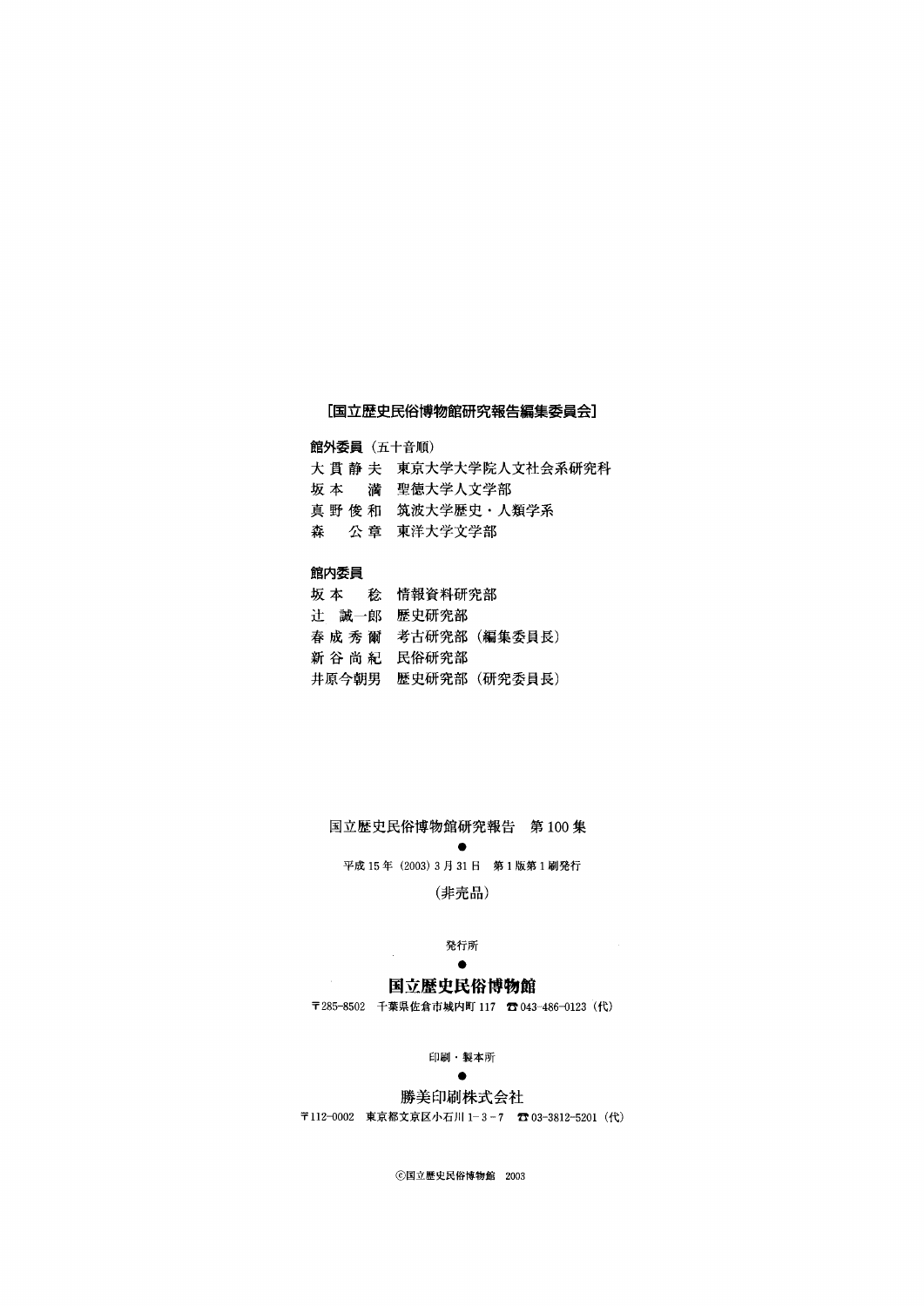**[国立歴史民俗博物館研究報告編集委員会]**

**館外委員**（五十音順）

大貫静夫　東京大学大学院人文社会系研究科
坂本　満　聖徳大学人文学部
真野俊和　筑波大学歴史・人類学系
森　公章　東洋大学文学部

**館内委員**

坂本　稔　情報資料研究部
辻　誠一郎　歴史研究部
春成秀爾　考古研究部（編集委員長）
新谷尚紀　民俗研究部
井原今朝男　歴史研究部（研究委員長）

国立歴史民俗博物館研究報告　第100集

●

平成15年（2003）3月31日　第1版第1刷発行

（非売品）

発行所

●

**国立歴史民俗博物館**

〒285-8502　千葉県佐倉市城内町117　☎043-486-0123（代）

印刷・製本所

●

勝美印刷株式会社

〒112-0002　東京都文京区小石川1-3-7　☎03-3812-5201（代）

ⓒ国立歴史民俗博物館　2003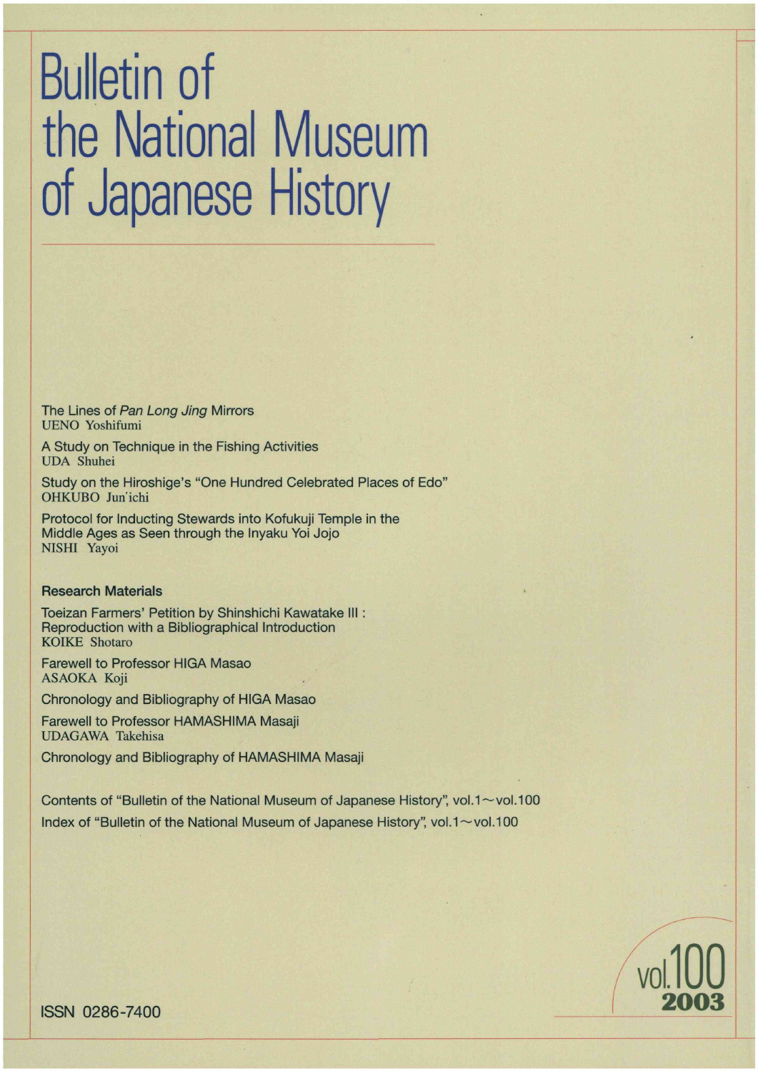# Bulletin of the National Museum of Japanese History

The Lines of *Pan Long Jing* Mirrors
UENO Yoshifumi

A Study on Technique in the Fishing Activities
UDA Shuhei

Study on the Hiroshige's "One Hundred Celebrated Places of Edo"
OHKUBO Jun'ichi

Protocol for Inducting Stewards into Kofukuji Temple in the Middle Ages as Seen through the Inyaku Yoi Jojo
NISHI Yayoi

**Research Materials**

Toeizan Farmers' Petition by Shinshichi Kawatake III : Reproduction with a Bibliographical Introduction
KOIKE Shotaro

Farewell to Professor HIGA Masao
ASAOKA Koji

Chronology and Bibliography of HIGA Masao

Farewell to Professor HAMASHIMA Masaji
UDAGAWA Takehisa

Chronology and Bibliography of HAMASHIMA Masaji

Contents of "Bulletin of the National Museum of Japanese History", vol.1～vol.100

Index of "Bulletin of the National Museum of Japanese History", vol.1～vol.100

ISSN 0286-7400

vol.100
**2003**